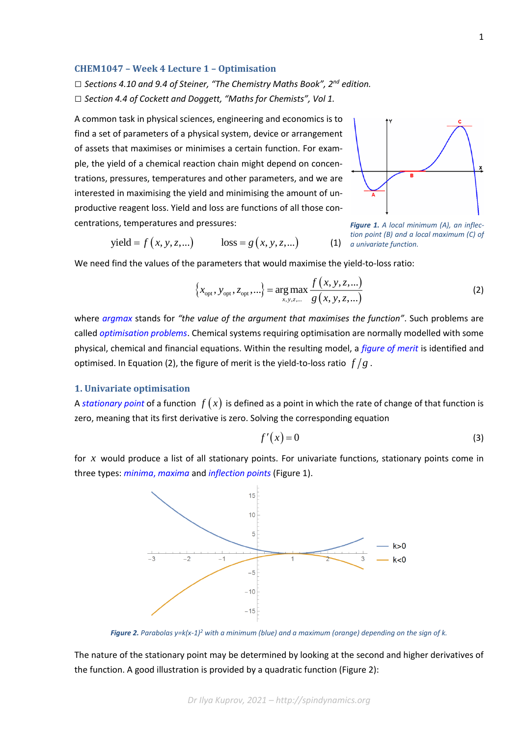## CHEM1047 – Week 4 Lecture 1 – Optimisation

☐ *Sections 4.10 and 9.4 of Steiner, "The Chemistry Maths Book", 2nd edition.*

☐ *Section 4.4 of Cockett and Doggett, "Maths for Chemists", Vol 1.*

A common task in physical sciences, engineering and economics is to find a set of parameters of a physical system, device or arrangement of assets that maximises or minimises a certain function. For example, the yield of a chemical reaction chain might depend on concentrations, pressures, temperatures and other parameters, and we are interested in maximising the yield and minimising the amount of unproductive reagent loss. Yield and loss are functions of all those concentrations, temperatures and pressures:

$$\text{yield} = f(x, y, z, \ldots) \qquad \text{loss} = g(x, y, z, \ldots) \tag{1}$$

*Figure 1. A local minimum (A), an inflection point (B) and a local maximum (C) of a univariate function.*

We need find the values of the parameters that would maximise the yield-to-loss ratio:

$$\{x_{\text{opt}}, y_{\text{opt}}, z_{\text{opt}}, \ldots\} = \underset{x,y,z,\ldots}{\arg\max} \frac{f(x,y,z,\ldots)}{g(x,y,z,\ldots)} \tag{2}$$

where *argmax* stands for *"the value of the argument that maximises the function"*. Such problems are called *optimisation problems*. Chemical systems requiring optimisation are normally modelled with some physical, chemical and financial equations. Within the resulting model, a *figure of merit* is identified and optimised. In Equation (2), the figure of merit is the yield-to-loss ratio $f/g$.

### 1. Univariate optimisation

A *stationary point* of a function $f(x)$ is defined as a point in which the rate of change of that function is zero, meaning that its first derivative is zero. Solving the corresponding equation

$$f'(x) = 0 \tag{3}$$

for $x$ would produce a list of all stationary points. For univariate functions, stationary points come in three types: *minima, maxima* and *inflection points* (Figure 1).

*Figure 2. Parabolas $y=k(x-1)^2$ with a minimum (blue) and a maximum (orange) depending on the sign of k.*

The nature of the stationary point may be determined by looking at the second and higher derivatives of the function. A good illustration is provided by a quadratic function (Figure 2):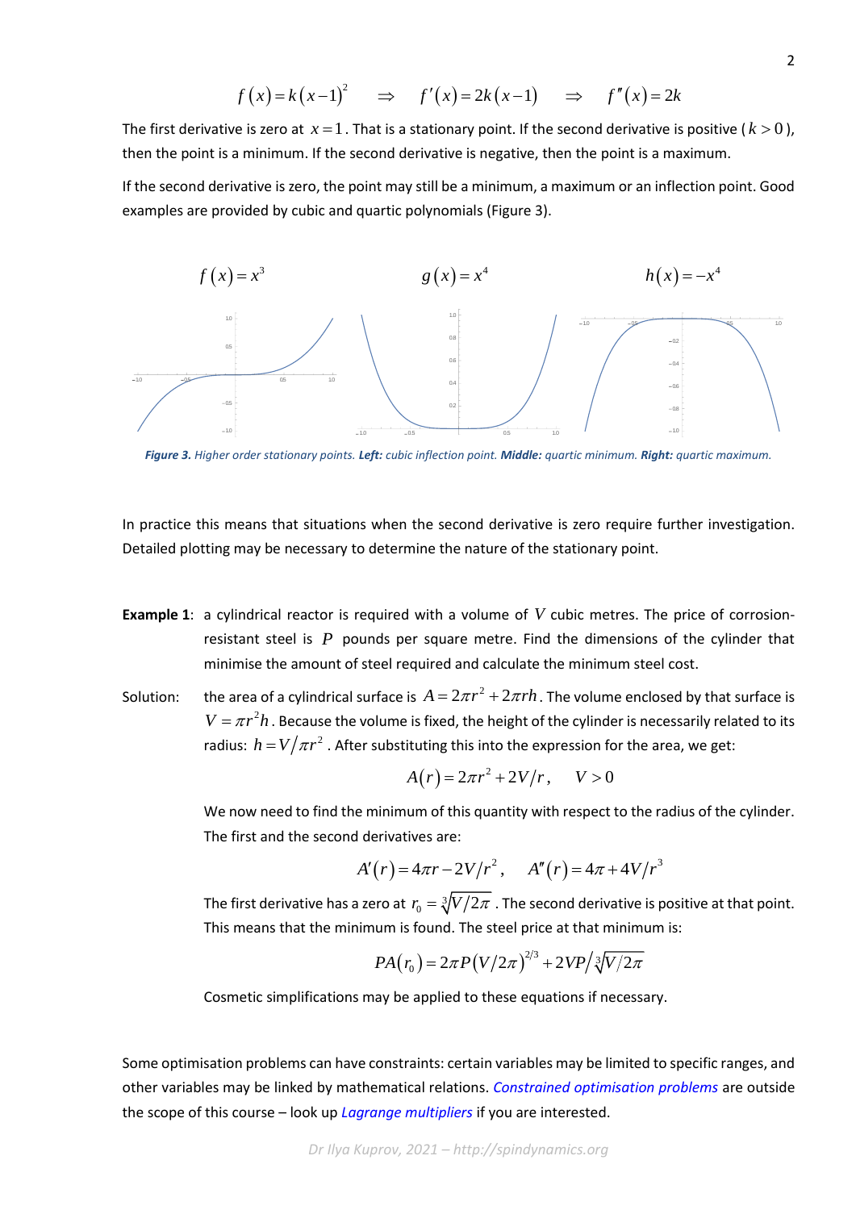$$f(x) = k(x-1)^2 \quad \Rightarrow \quad f'(x) = 2k(x-1) \quad \Rightarrow \quad f''(x) = 2k$$

The first derivative is zero at $x = 1$. That is a stationary point. If the second derivative is positive ($k > 0$), then the point is a minimum. If the second derivative is negative, then the point is a maximum.

If the second derivative is zero, the point may still be a minimum, a maximum or an inflection point. Good examples are provided by cubic and quartic polynomials (Figure 3).

$f(x) = x^3$ $\qquad$ $g(x) = x^4$ $\qquad$ $h(x) = -x^4$

***Figure 3.*** *Higher order stationary points.* ***Left:*** *cubic inflection point.* ***Middle:*** *quartic minimum.* ***Right:*** *quartic maximum.*

In practice this means that situations when the second derivative is zero require further investigation. Detailed plotting may be necessary to determine the nature of the stationary point.

**Example 1**: a cylindrical reactor is required with a volume of $V$ cubic metres. The price of corrosion-resistant steel is $P$ pounds per square metre. Find the dimensions of the cylinder that minimise the amount of steel required and calculate the minimum steel cost.

Solution: the area of a cylindrical surface is $A = 2\pi r^2 + 2\pi rh$. The volume enclosed by that surface is $V = \pi r^2 h$. Because the volume is fixed, the height of the cylinder is necessarily related to its radius: $h = V/\pi r^2$. After substituting this into the expression for the area, we get:

$$A(r) = 2\pi r^2 + 2V/r, \qquad V > 0$$

We now need to find the minimum of this quantity with respect to the radius of the cylinder. The first and the second derivatives are:

$$A'(r) = 4\pi r - 2V/r^2, \qquad A''(r) = 4\pi + 4V/r^3$$

The first derivative has a zero at $r_0 = \sqrt[3]{V/2\pi}$. The second derivative is positive at that point. This means that the minimum is found. The steel price at that minimum is:

$$PA(r_0) = 2\pi P(V/2\pi)^{2/3} + 2VP/\sqrt[3]{V/2\pi}$$

Cosmetic simplifications may be applied to these equations if necessary.

Some optimisation problems can have constraints: certain variables may be limited to specific ranges, and other variables may be linked by mathematical relations. *Constrained optimisation problems* are outside the scope of this course – look up *Lagrange multipliers* if you are interested.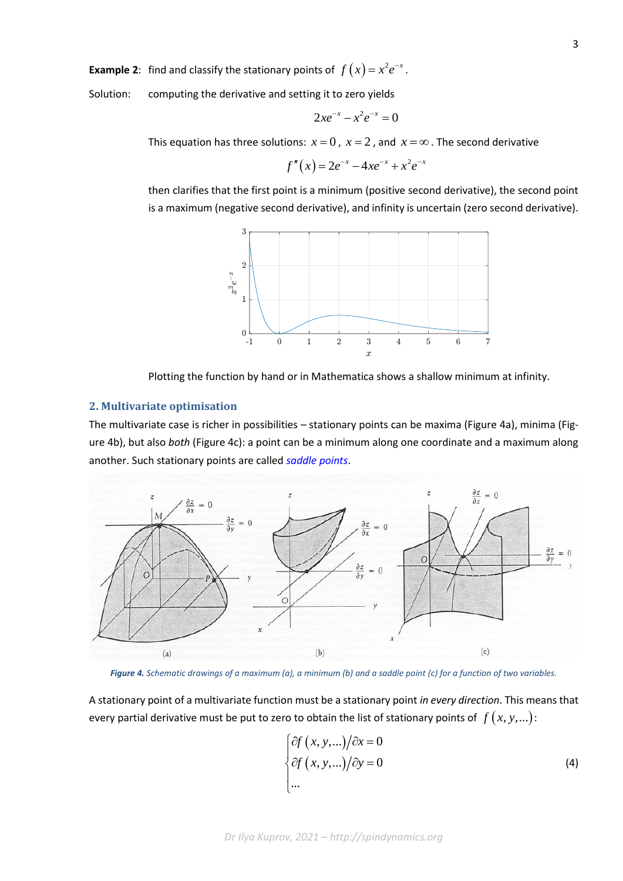**Example 2**: find and classify the stationary points of $f(x) = x^2 e^{-x}$.

Solution: computing the derivative and setting it to zero yields

$$2xe^{-x} - x^2 e^{-x} = 0$$

This equation has three solutions: $x = 0$, $x = 2$, and $x = \infty$. The second derivative

$$f''(x) = 2e^{-x} - 4xe^{-x} + x^2 e^{-x}$$

then clarifies that the first point is a minimum (positive second derivative), the second point is a maximum (negative second derivative), and infinity is uncertain (zero second derivative).

Plotting the function by hand or in Mathematica shows a shallow minimum at infinity.

## 2. Multivariate optimisation

The multivariate case is richer in possibilities – stationary points can be maxima (Figure 4a), minima (Figure 4b), but also *both* (Figure 4c): a point can be a minimum along one coordinate and a maximum along another. Such stationary points are called *saddle points*.

***Figure 4.*** *Schematic drawings of a maximum (a), a minimum (b) and a saddle point (c) for a function of two variables.*

A stationary point of a multivariate function must be a stationary point *in every direction*. This means that every partial derivative must be put to zero to obtain the list of stationary points of $f(x, y, \ldots)$:

$$\begin{cases} \partial f(x, y, \ldots)/\partial x = 0 \\ \partial f(x, y, \ldots)/\partial y = 0 \\ \ldots \end{cases} \tag{4}$$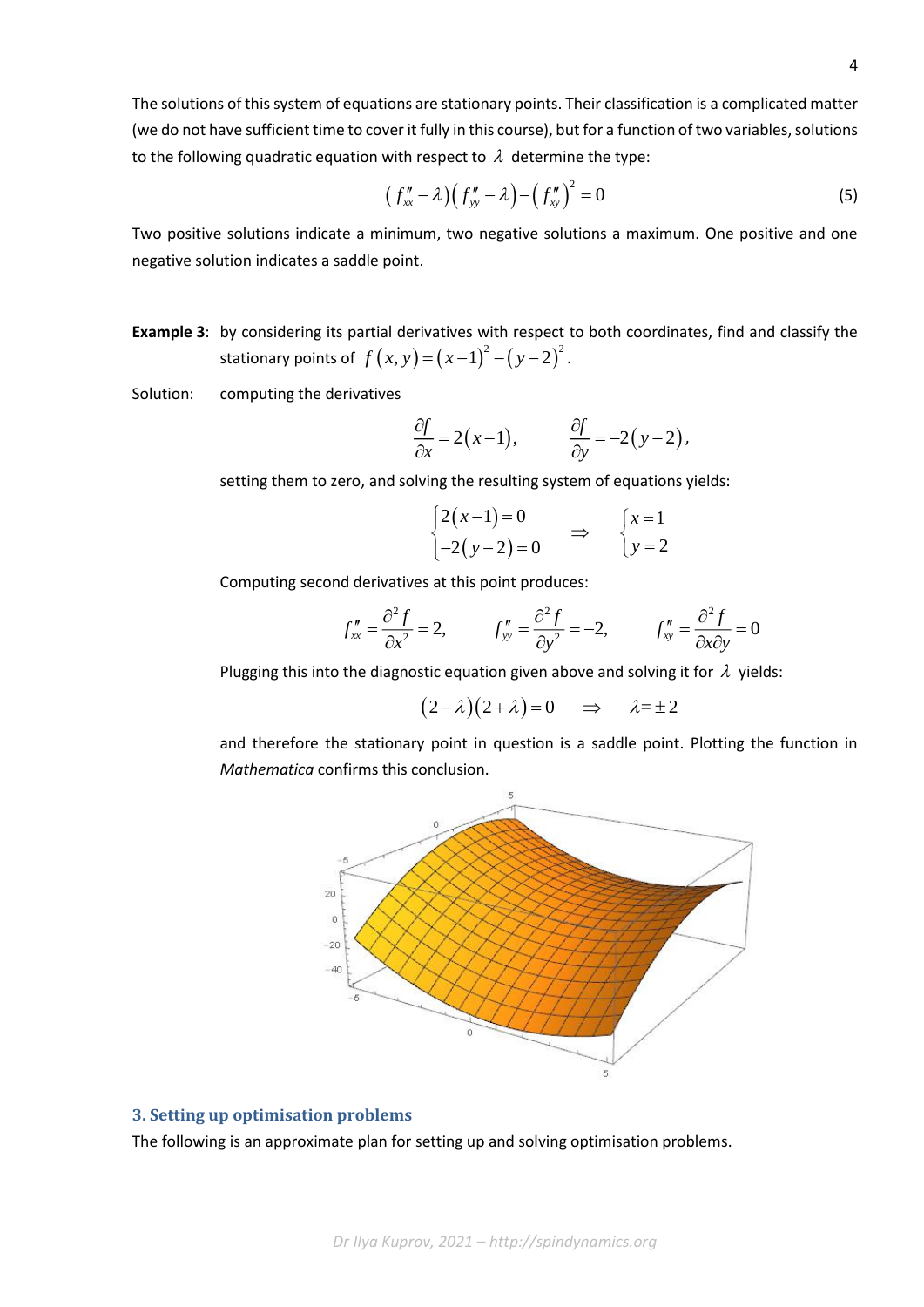The solutions of this system of equations are stationary points. Their classification is a complicated matter (we do not have sufficient time to cover it fully in this course), but for a function of two variables, solutions to the following quadratic equation with respect to $\lambda$ determine the type:

$$\left(f''_{xx}-\lambda\right)\left(f''_{yy}-\lambda\right)-\left(f''_{xy}\right)^2=0 \tag{5}$$

Two positive solutions indicate a minimum, two negative solutions a maximum. One positive and one negative solution indicates a saddle point.

**Example 3**: by considering its partial derivatives with respect to both coordinates, find and classify the stationary points of $f(x,y)=(x-1)^2-(y-2)^2$.

Solution: computing the derivatives

$$\frac{\partial f}{\partial x}=2(x-1), \qquad \frac{\partial f}{\partial y}=-2(y-2),$$

setting them to zero, and solving the resulting system of equations yields:

$$\begin{cases}2(x-1)=0\\-2(y-2)=0\end{cases} \quad \Rightarrow \quad \begin{cases}x=1\\y=2\end{cases}$$

Computing second derivatives at this point produces:

$$f''_{xx}=\frac{\partial^2 f}{\partial x^2}=2, \qquad f''_{yy}=\frac{\partial^2 f}{\partial y^2}=-2, \qquad f''_{xy}=\frac{\partial^2 f}{\partial x \partial y}=0$$

Plugging this into the diagnostic equation given above and solving it for $\lambda$ yields:

$$(2-\lambda)(2+\lambda)=0 \quad \Rightarrow \quad \lambda=\pm 2$$

and therefore the stationary point in question is a saddle point. Plotting the function in *Mathematica* confirms this conclusion.

## 3. Setting up optimisation problems

The following is an approximate plan for setting up and solving optimisation problems.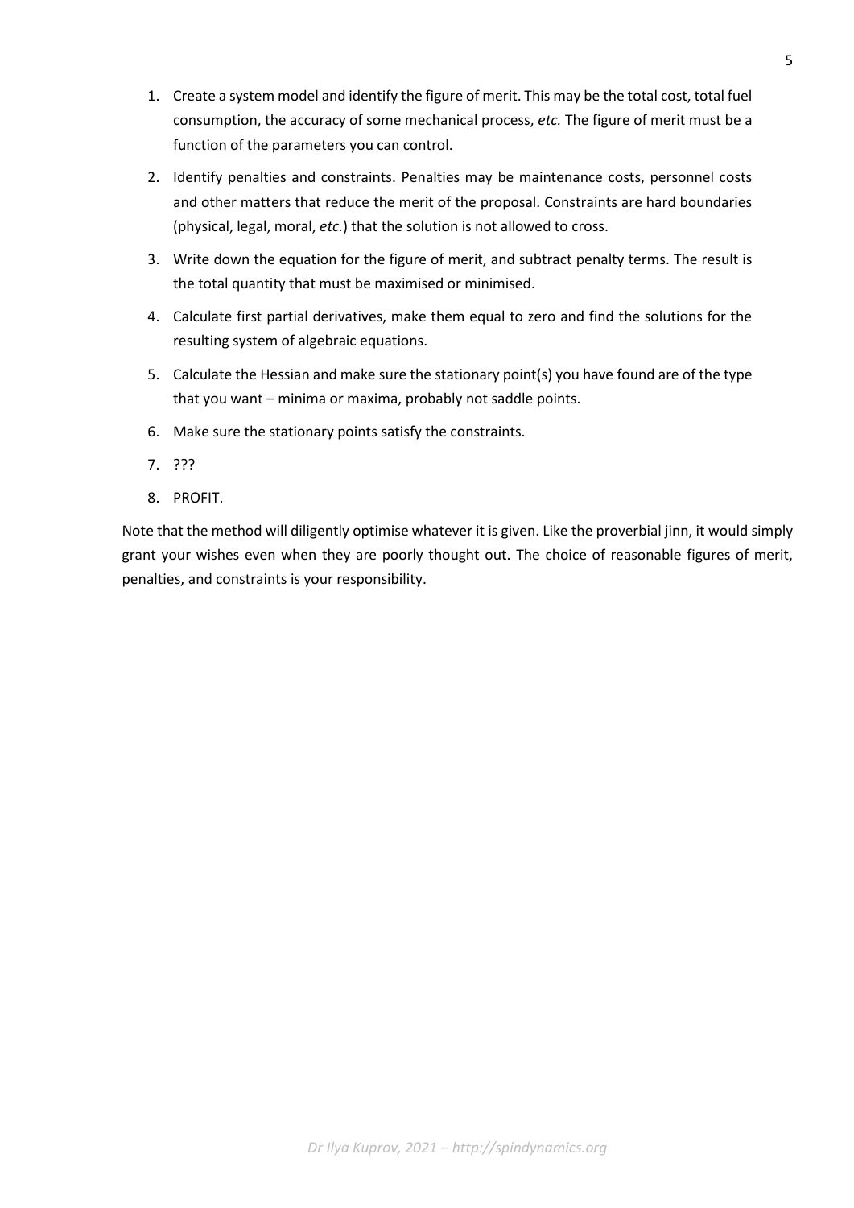1. Create a system model and identify the figure of merit. This may be the total cost, total fuel consumption, the accuracy of some mechanical process, *etc.* The figure of merit must be a function of the parameters you can control.
2. Identify penalties and constraints. Penalties may be maintenance costs, personnel costs and other matters that reduce the merit of the proposal. Constraints are hard boundaries (physical, legal, moral, *etc.*) that the solution is not allowed to cross.
3. Write down the equation for the figure of merit, and subtract penalty terms. The result is the total quantity that must be maximised or minimised.
4. Calculate first partial derivatives, make them equal to zero and find the solutions for the resulting system of algebraic equations.
5. Calculate the Hessian and make sure the stationary point(s) you have found are of the type that you want – minima or maxima, probably not saddle points.
6. Make sure the stationary points satisfy the constraints.
7. ???
8. PROFIT.

Note that the method will diligently optimise whatever it is given. Like the proverbial jinn, it would simply grant your wishes even when they are poorly thought out. The choice of reasonable figures of merit, penalties, and constraints is your responsibility.